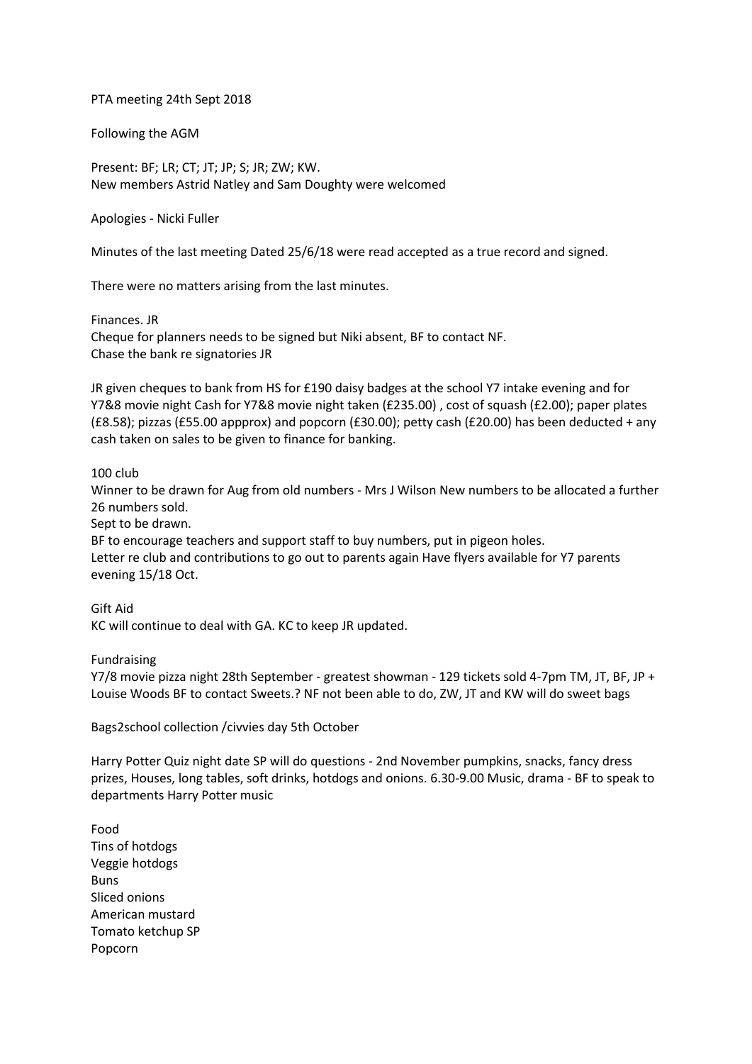PTA meeting 24th Sept 2018

Following the AGM

Present: BF; LR; CT; JT; JP; S; JR; ZW; KW.
New members Astrid Natley and Sam Doughty were welcomed

Apologies - Nicki Fuller

Minutes of the last meeting Dated 25/6/18 were read accepted as a true record and signed.

There were no matters arising from the last minutes.

Finances. JR
Cheque for planners needs to be signed but Niki absent, BF to contact NF.
Chase the bank re signatories JR

JR given cheques to bank from HS for £190 daisy badges at the school Y7 intake evening and for Y7&8 movie night Cash for Y7&8 movie night taken (£235.00) , cost of squash (£2.00); paper plates (£8.58); pizzas (£55.00 appprox) and popcorn (£30.00); petty cash (£20.00) has been deducted + any cash taken on sales to be given to finance for banking.

100 club
Winner to be drawn for Aug from old numbers - Mrs J Wilson New numbers to be allocated a further 26 numbers sold.
Sept to be drawn.
BF to encourage teachers and support staff to buy numbers, put in pigeon holes.
Letter re club and contributions to go out to parents again Have flyers available for Y7 parents evening 15/18 Oct.

Gift Aid
KC will continue to deal with GA. KC to keep JR updated.

Fundraising
Y7/8 movie pizza night 28th September - greatest showman - 129 tickets sold 4-7pm TM, JT, BF, JP + Louise Woods BF to contact Sweets.? NF not been able to do, ZW, JT and KW will do sweet bags

Bags2school collection /civvies day 5th October

Harry Potter Quiz night date SP will do questions - 2nd November pumpkins, snacks, fancy dress prizes, Houses, long tables, soft drinks, hotdogs and onions. 6.30-9.00 Music, drama - BF to speak to departments Harry Potter music

Food
Tins of hotdogs
Veggie hotdogs
Buns
Sliced onions
American mustard
Tomato ketchup SP
Popcorn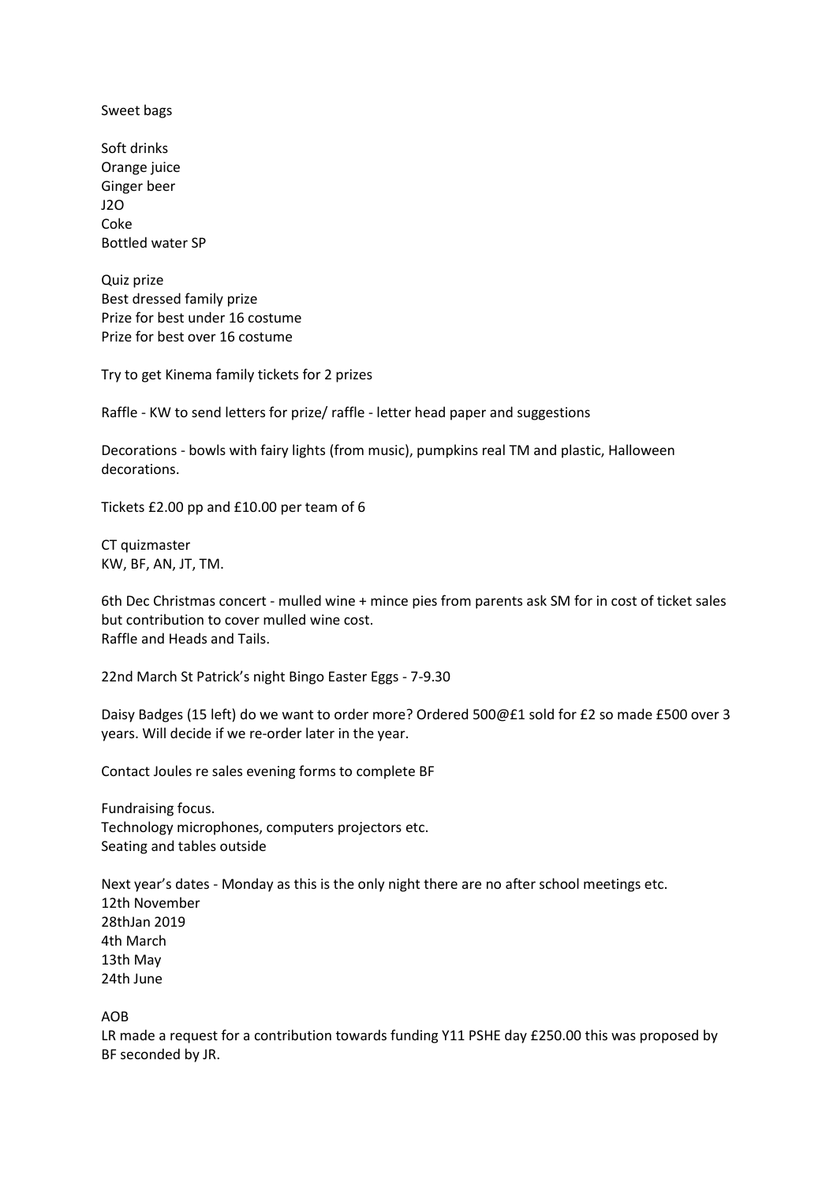Sweet bags

Soft drinks
Orange juice
Ginger beer
J2O
Coke
Bottled water SP

Quiz prize
Best dressed family prize
Prize for best under 16 costume
Prize for best over 16 costume

Try to get Kinema family tickets for 2 prizes

Raffle - KW to send letters for prize/ raffle - letter head paper and suggestions

Decorations - bowls with fairy lights (from music), pumpkins real TM and plastic, Halloween decorations.

Tickets £2.00 pp and £10.00 per team of 6

CT quizmaster
KW, BF, AN, JT, TM.

6th Dec Christmas concert - mulled wine + mince pies from parents ask SM for in cost of ticket sales but contribution to cover mulled wine cost.
Raffle and Heads and Tails.

22nd March St Patrick's night Bingo Easter Eggs - 7-9.30

Daisy Badges (15 left) do we want to order more? Ordered 500@£1 sold for £2 so made £500 over 3 years. Will decide if we re-order later in the year.

Contact Joules re sales evening forms to complete BF

Fundraising focus.
Technology microphones, computers projectors etc.
Seating and tables outside

Next year's dates - Monday as this is the only night there are no after school meetings etc.
12th November
28thJan 2019
4th March
13th May
24th June

AOB
LR made a request for a contribution towards funding Y11 PSHE day £250.00 this was proposed by BF seconded by JR.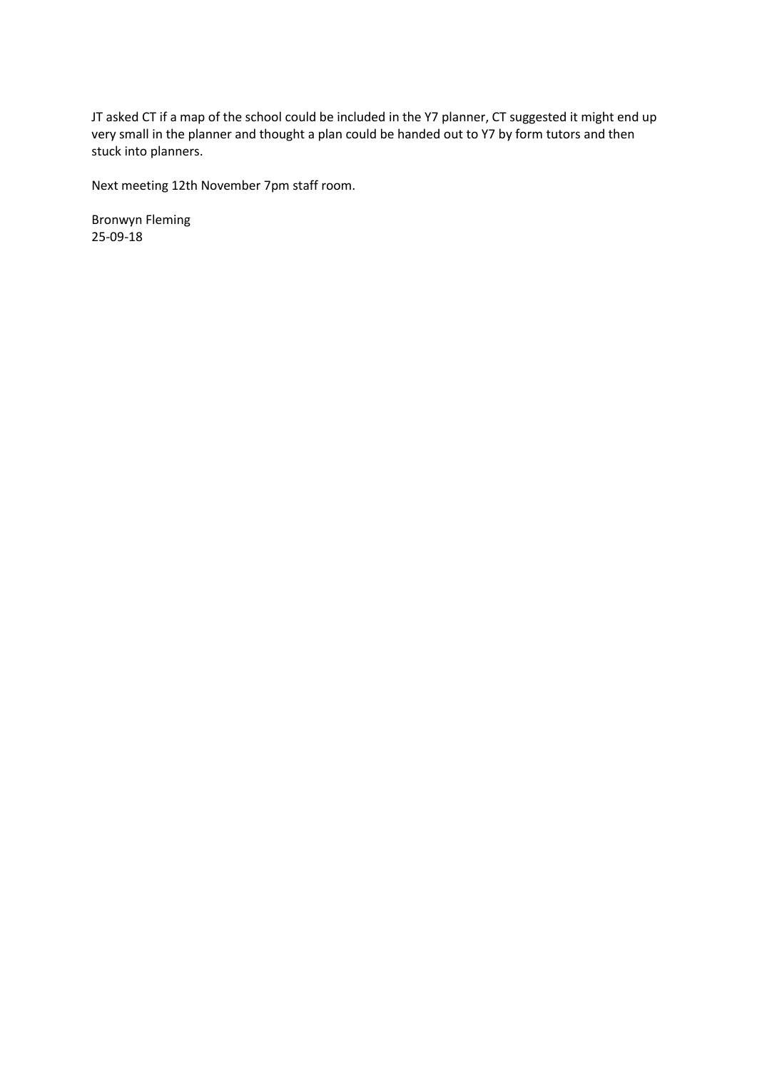JT asked CT if a map of the school could be included in the Y7 planner, CT suggested it might end up very small in the planner and thought a plan could be handed out to Y7 by form tutors and then stuck into planners.

Next meeting 12th November 7pm staff room.

Bronwyn Fleming
25-09-18